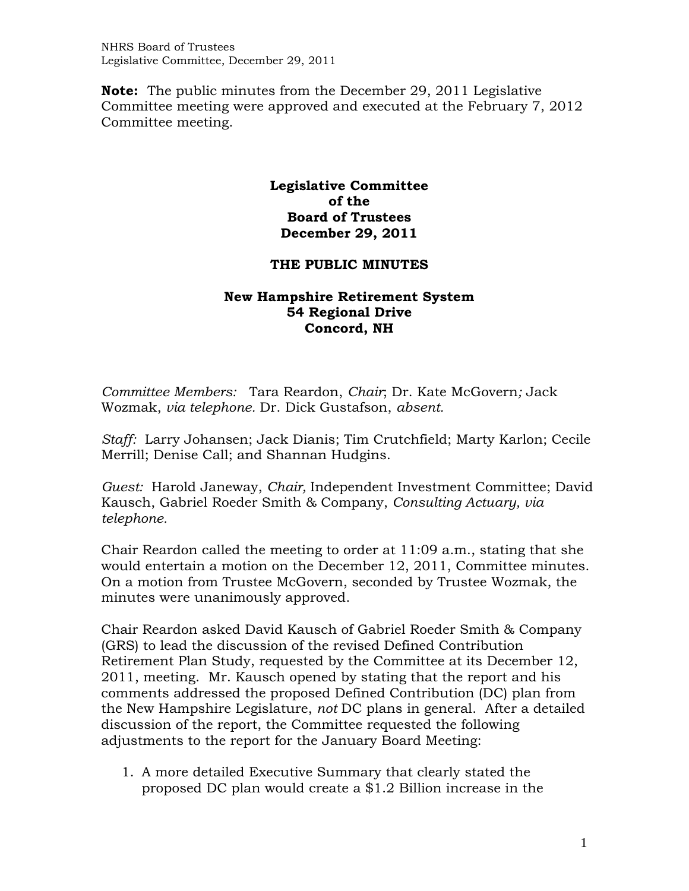**Note:** The public minutes from the December 29, 2011 Legislative Committee meeting were approved and executed at the February 7, 2012 Committee meeting.

**Legislative Committee**
**of the**
**Board of Trustees**
**December 29, 2011**

**THE PUBLIC MINUTES**

**New Hampshire Retirement System**
**54 Regional Drive**
**Concord, NH**

*Committee Members:* Tara Reardon, *Chair*; Dr. Kate McGovern*;* Jack Wozmak, *via telephone.* Dr. Dick Gustafson, *absent.*

*Staff:* Larry Johansen; Jack Dianis; Tim Crutchfield; Marty Karlon; Cecile Merrill; Denise Call; and Shannan Hudgins.

*Guest:* Harold Janeway, *Chair,* Independent Investment Committee; David Kausch, Gabriel Roeder Smith & Company, *Consulting Actuary, via telephone.*

Chair Reardon called the meeting to order at 11:09 a.m., stating that she would entertain a motion on the December 12, 2011, Committee minutes. On a motion from Trustee McGovern, seconded by Trustee Wozmak, the minutes were unanimously approved.

Chair Reardon asked David Kausch of Gabriel Roeder Smith & Company (GRS) to lead the discussion of the revised Defined Contribution Retirement Plan Study, requested by the Committee at its December 12, 2011, meeting. Mr. Kausch opened by stating that the report and his comments addressed the proposed Defined Contribution (DC) plan from the New Hampshire Legislature, *not* DC plans in general. After a detailed discussion of the report, the Committee requested the following adjustments to the report for the January Board Meeting:

1. A more detailed Executive Summary that clearly stated the proposed DC plan would create a $1.2 Billion increase in the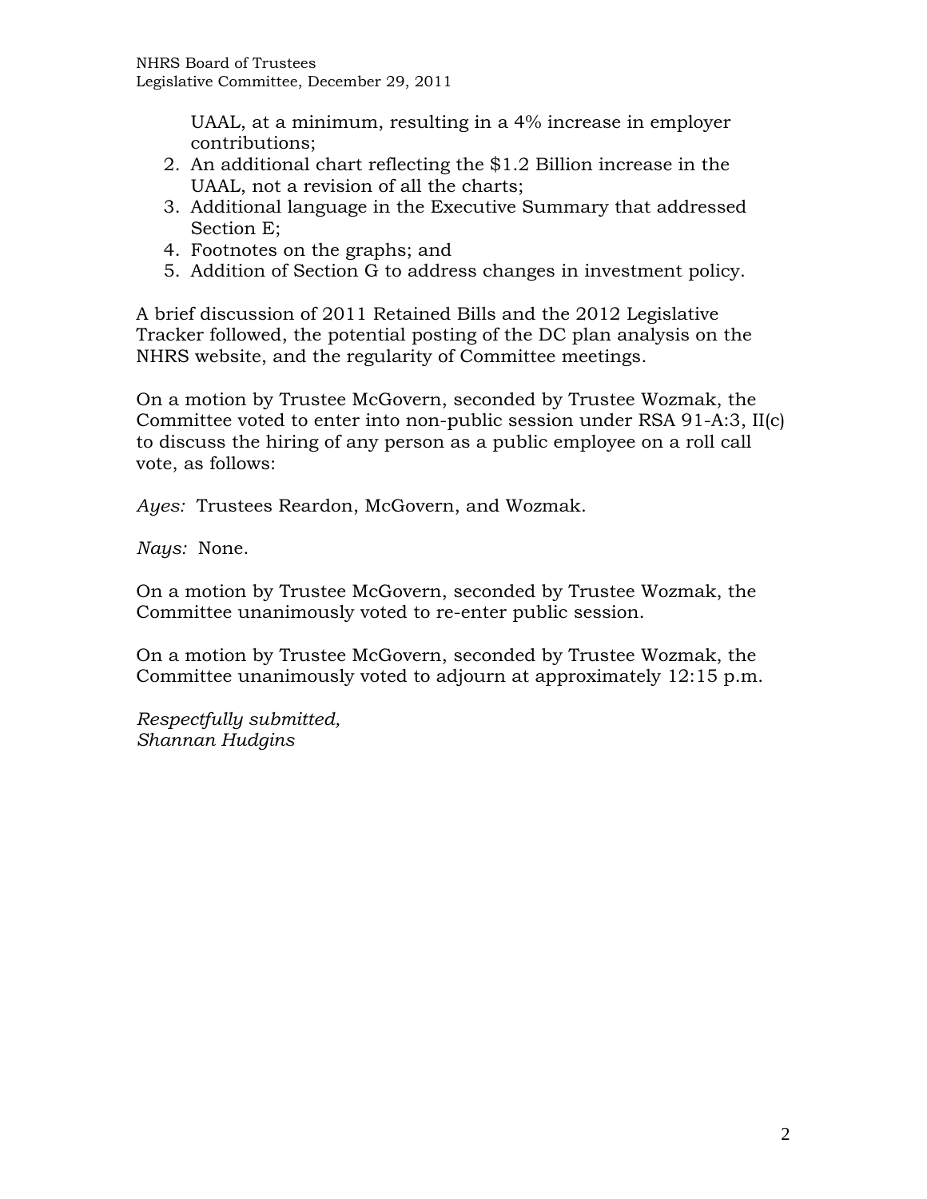UAAL, at a minimum, resulting in a 4% increase in employer contributions;

2. An additional chart reflecting the $1.2 Billion increase in the UAAL, not a revision of all the charts;
3. Additional language in the Executive Summary that addressed Section E;
4. Footnotes on the graphs; and
5. Addition of Section G to address changes in investment policy.

A brief discussion of 2011 Retained Bills and the 2012 Legislative Tracker followed, the potential posting of the DC plan analysis on the NHRS website, and the regularity of Committee meetings.

On a motion by Trustee McGovern, seconded by Trustee Wozmak, the Committee voted to enter into non-public session under RSA 91-A:3, II(c) to discuss the hiring of any person as a public employee on a roll call vote, as follows:

*Ayes:* Trustees Reardon, McGovern, and Wozmak.

*Nays:* None.

On a motion by Trustee McGovern, seconded by Trustee Wozmak, the Committee unanimously voted to re-enter public session.

On a motion by Trustee McGovern, seconded by Trustee Wozmak, the Committee unanimously voted to adjourn at approximately 12:15 p.m.

*Respectfully submitted,*
*Shannan Hudgins*